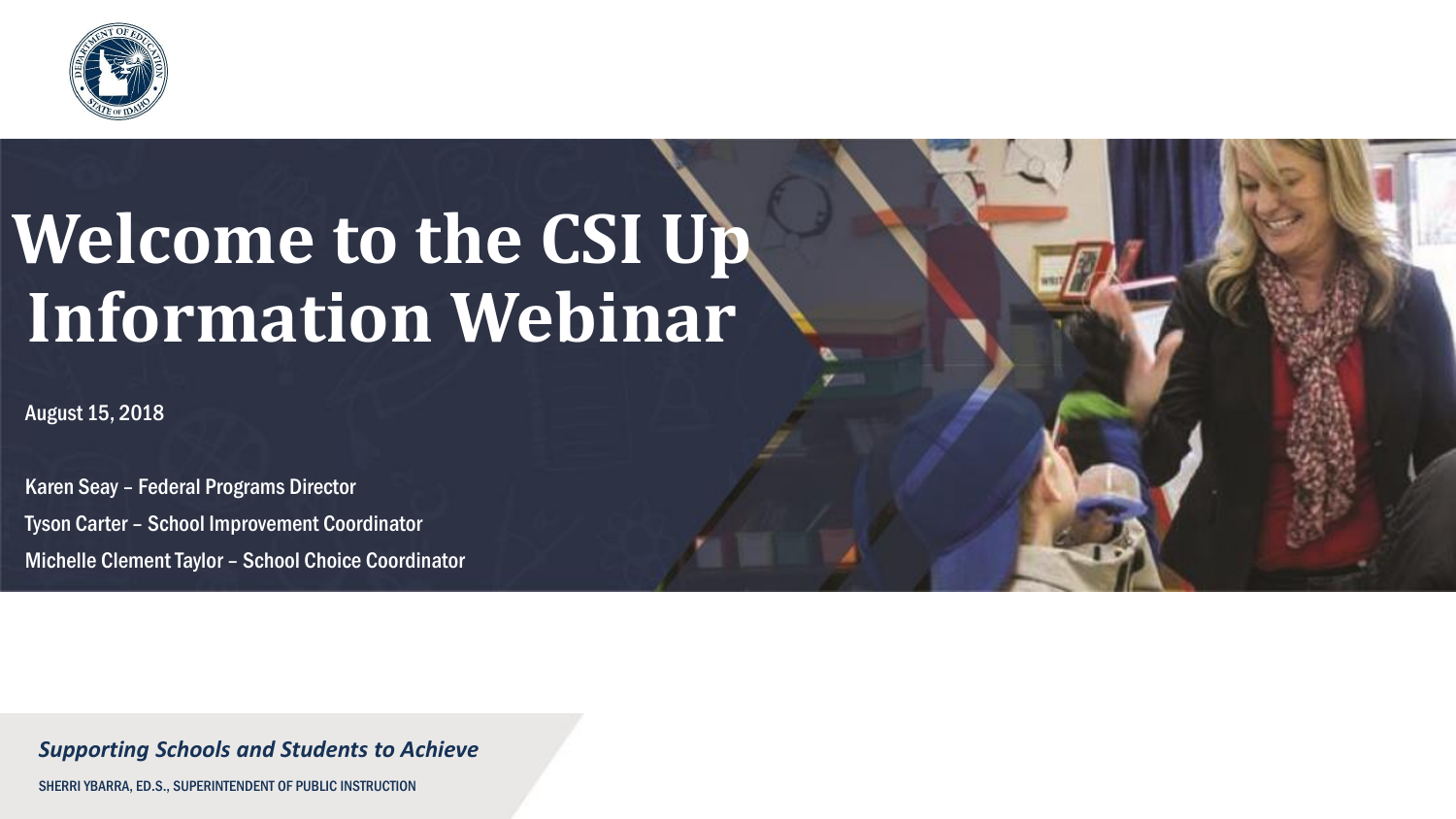# Welcome to the CSI Up Information Webinar

August 15, 2018

Karen Seay – Federal Programs Director
Tyson Carter – School Improvement Coordinator
Michelle Clement Taylor – School Choice Coordinator

*Supporting Schools and Students to Achieve*

SHERRI YBARRA, ED.S., SUPERINTENDENT OF PUBLIC INSTRUCTION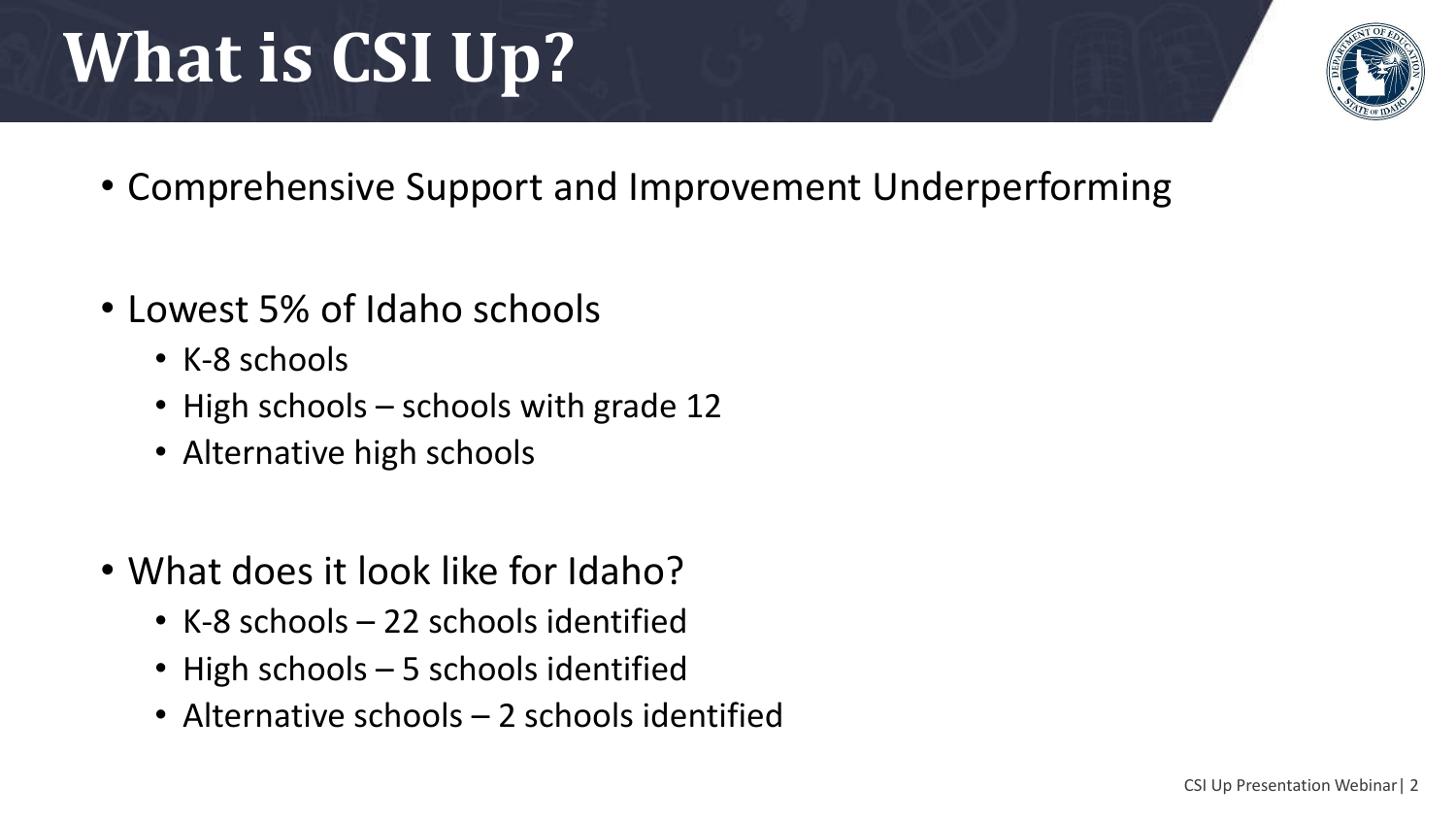# What is CSI Up?

- Comprehensive Support and Improvement Underperforming

- Lowest 5% of Idaho schools
  - K-8 schools
  - High schools – schools with grade 12
  - Alternative high schools

- What does it look like for Idaho?
  - K-8 schools – 22 schools identified
  - High schools – 5 schools identified
  - Alternative schools – 2 schools identified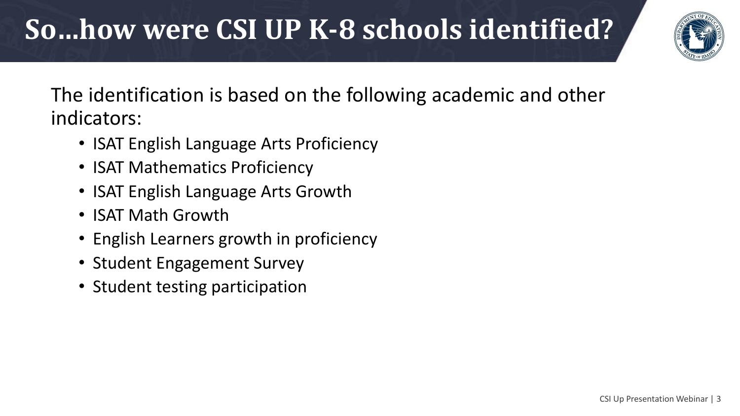# So…how were CSI UP K-8 schools identified?

The identification is based on the following academic and other indicators:

- ISAT English Language Arts Proficiency
- ISAT Mathematics Proficiency
- ISAT English Language Arts Growth
- ISAT Math Growth
- English Learners growth in proficiency
- Student Engagement Survey
- Student testing participation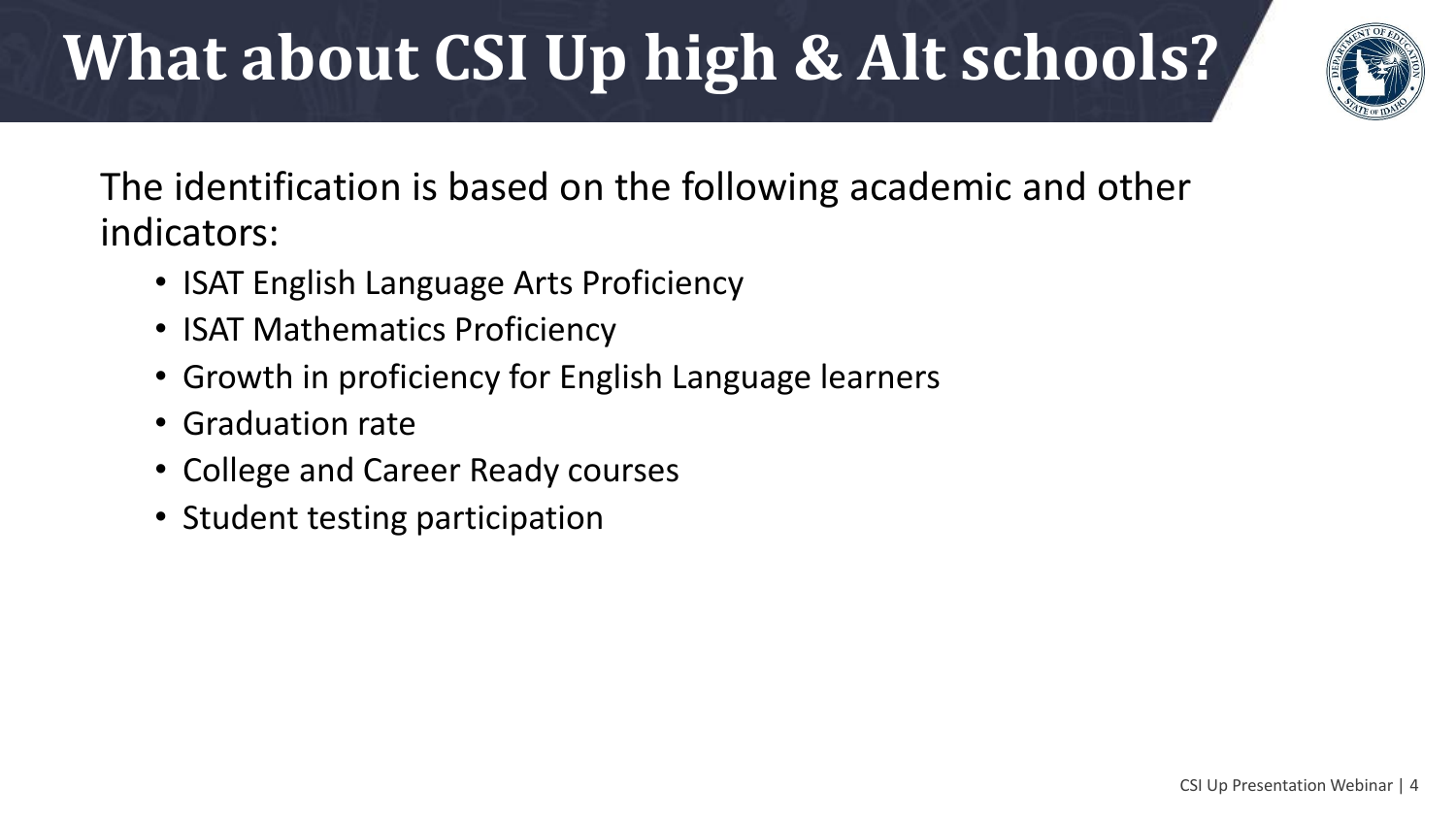# What about CSI Up high & Alt schools?

The identification is based on the following academic and other indicators:

- ISAT English Language Arts Proficiency
- ISAT Mathematics Proficiency
- Growth in proficiency for English Language learners
- Graduation rate
- College and Career Ready courses
- Student testing participation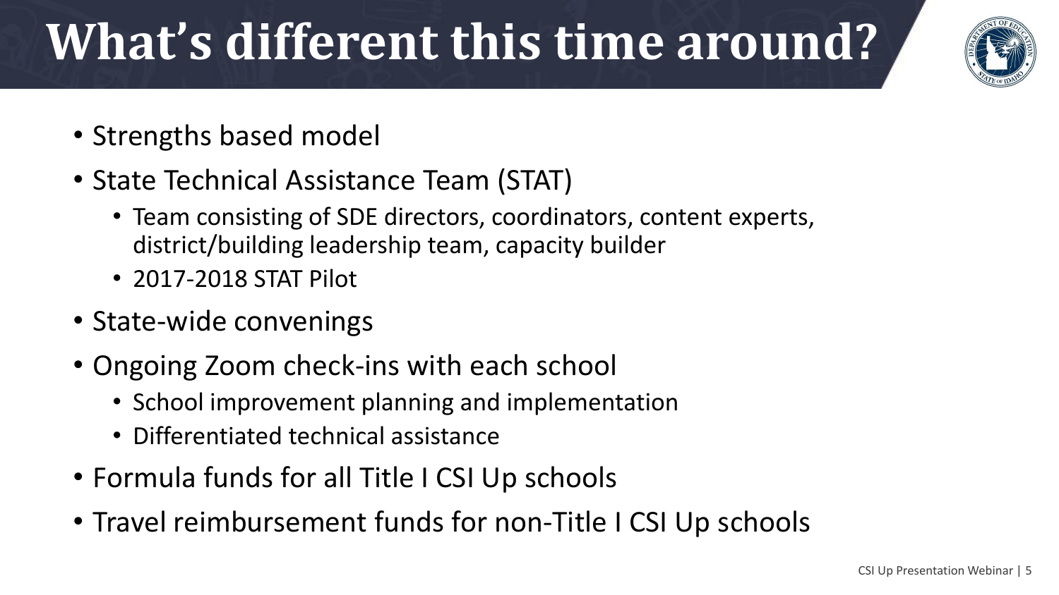# What's different this time around?

- Strengths based model
- State Technical Assistance Team (STAT)
  - Team consisting of SDE directors, coordinators, content experts, district/building leadership team, capacity builder
  - 2017-2018 STAT Pilot
- State-wide convenings
- Ongoing Zoom check-ins with each school
  - School improvement planning and implementation
  - Differentiated technical assistance
- Formula funds for all Title I CSI Up schools
- Travel reimbursement funds for non-Title I CSI Up schools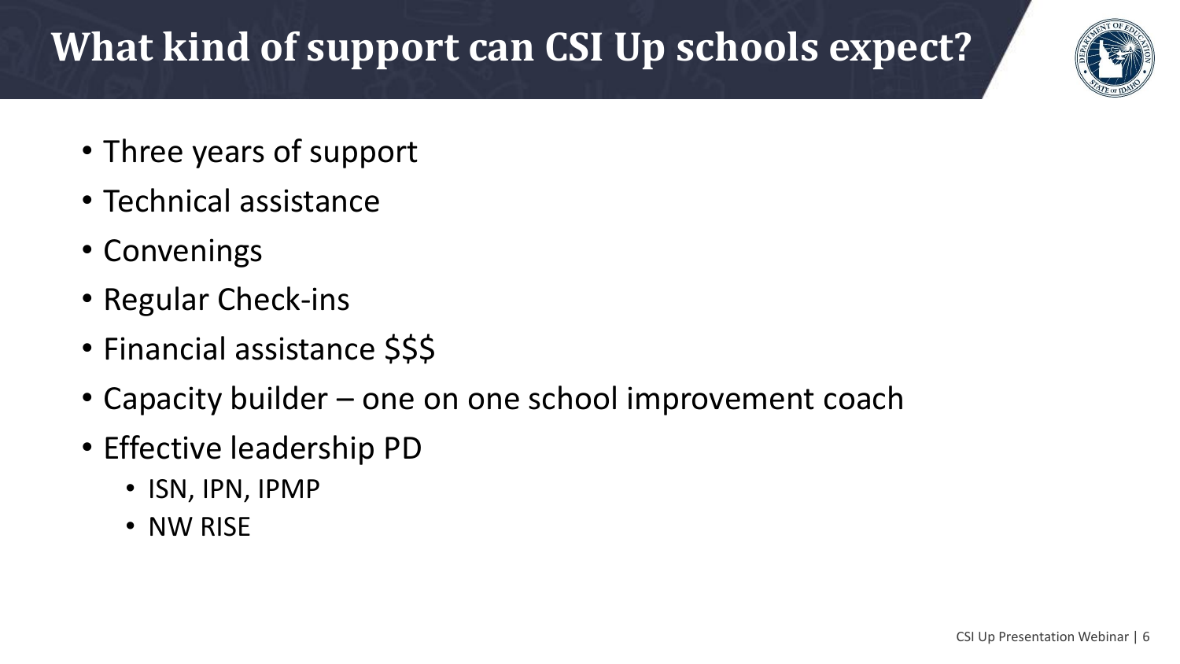# What kind of support can CSI Up schools expect?

- Three years of support
- Technical assistance
- Convenings
- Regular Check-ins
- Financial assistance $$$
- Capacity builder – one on one school improvement coach
- Effective leadership PD
  - ISN, IPN, IPMP
  - NW RISE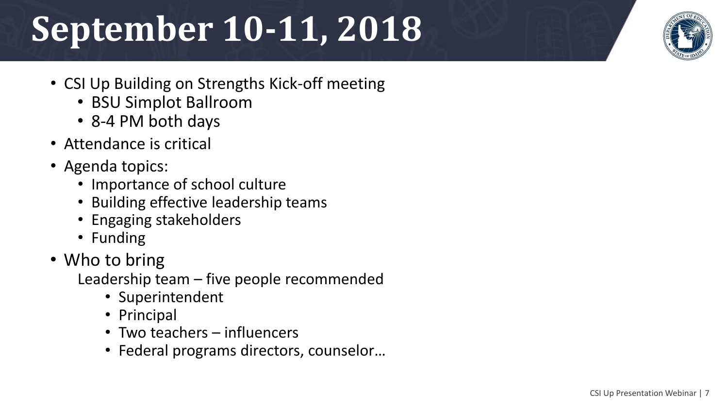# September 10-11, 2018

- CSI Up Building on Strengths Kick-off meeting
  - BSU Simplot Ballroom
  - 8-4 PM both days
- Attendance is critical
- Agenda topics:
  - Importance of school culture
  - Building effective leadership teams
  - Engaging stakeholders
  - Funding
- Who to bring

  Leadership team – five people recommended
    - Superintendent
    - Principal
    - Two teachers – influencers
    - Federal programs directors, counselor…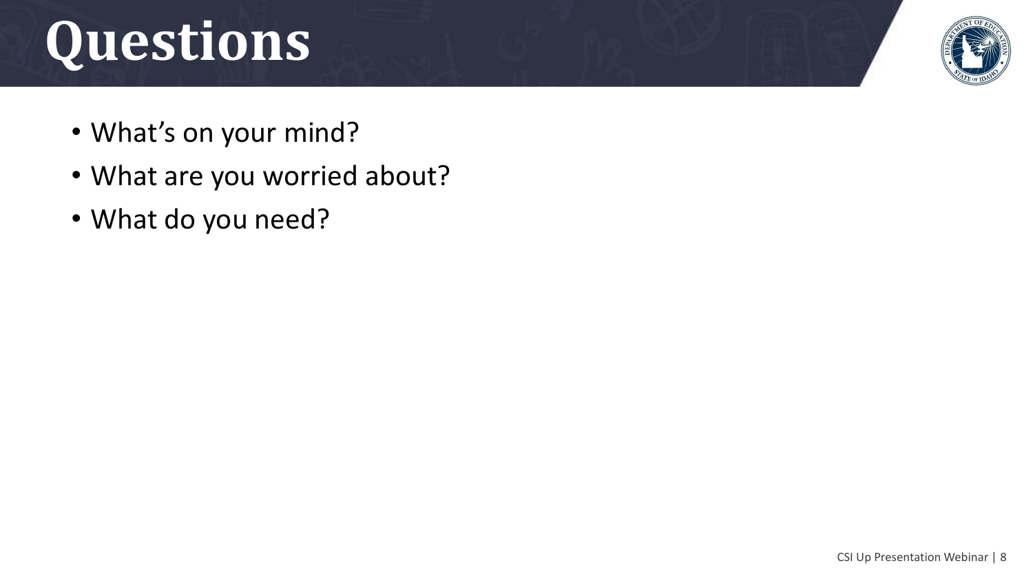# Questions

- What's on your mind?
- What are you worried about?
- What do you need?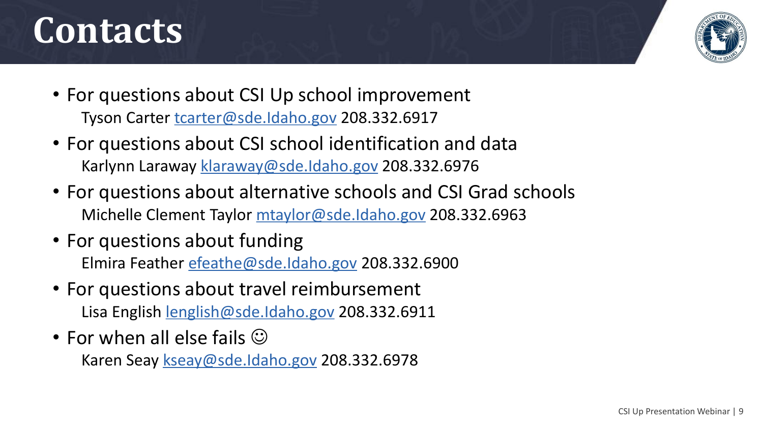# Contacts

- For questions about CSI Up school improvement
  Tyson Carter tcarter@sde.Idaho.gov 208.332.6917
- For questions about CSI school identification and data
  Karlynn Laraway klaraway@sde.Idaho.gov 208.332.6976
- For questions about alternative schools and CSI Grad schools
  Michelle Clement Taylor mtaylor@sde.Idaho.gov 208.332.6963
- For questions about funding
  Elmira Feather efeathe@sde.Idaho.gov 208.332.6900
- For questions about travel reimbursement
  Lisa English lenglish@sde.Idaho.gov 208.332.6911
- For when all else fails ☺
  Karen Seay kseay@sde.Idaho.gov 208.332.6978